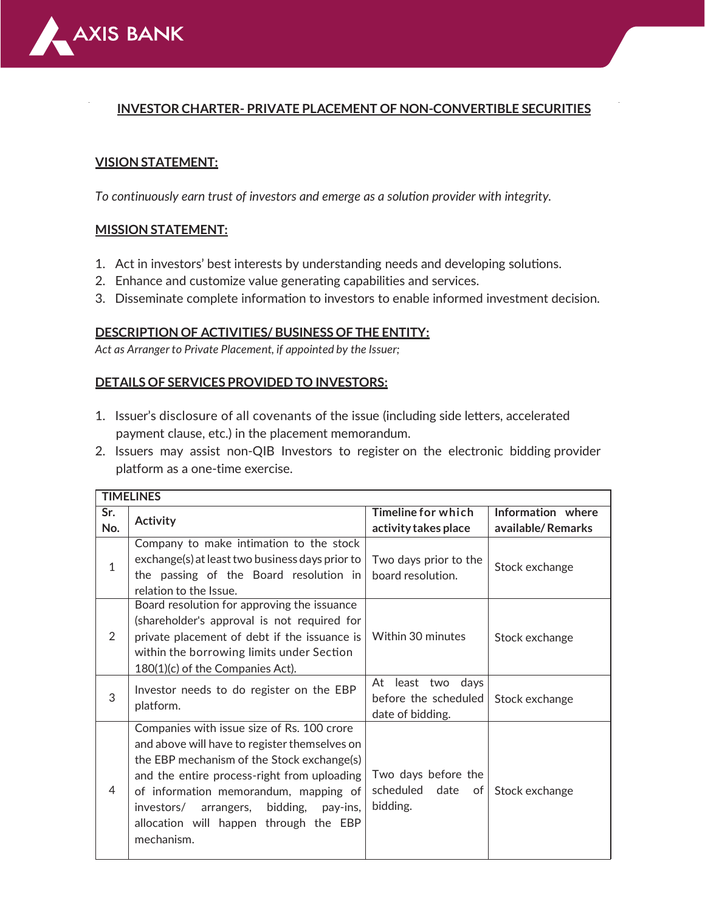## INVESTOR CHARTER- PRIVATE PLACEMENT OF NON-CONVERTIBLE SECURITIES

### VISION STATEMENT:

*To continuously earn trust of investors and emerge as a solution provider with integrity.*

### MISSION STATEMENT:

1. Act in investors' best interests by understanding needs and developing solutions.
2. Enhance and customize value generating capabilities and services.
3. Disseminate complete information to investors to enable informed investment decision.

### DESCRIPTION OF ACTIVITIES/ BUSINESS OF THE ENTITY:

*Act as Arranger to Private Placement, if appointed by the Issuer;*

### DETAILS OF SERVICES PROVIDED TO INVESTORS:

1. Issuer's disclosure of all covenants of the issue (including side letters, accelerated payment clause, etc.) in the placement memorandum.
2. Issuers may assist non-QIB Investors to register on the electronic bidding provider platform as a one-time exercise.

**TIMELINES**

| Sr. No. | Activity | Timeline for which activity takes place | Information where available/ Remarks |
|---|---|---|---|
| 1 | Company to make intimation to the stock exchange(s) at least two business days prior to the passing of the Board resolution in relation to the Issue. | Two days prior to the board resolution. | Stock exchange |
| 2 | Board resolution for approving the issuance (shareholder's approval is not required for private placement of debt if the issuance is within the borrowing limits under Section 180(1)(c) of the Companies Act). | Within 30 minutes | Stock exchange |
| 3 | Investor needs to do register on the EBP platform. | At least two days before the scheduled date of bidding. | Stock exchange |
| 4 | Companies with issue size of Rs. 100 crore and above will have to register themselves on the EBP mechanism of the Stock exchange(s) and the entire process-right from uploading of information memorandum, mapping of investors/ arrangers, bidding, pay-ins, allocation will happen through the EBP mechanism. | Two days before the scheduled date of bidding. | Stock exchange |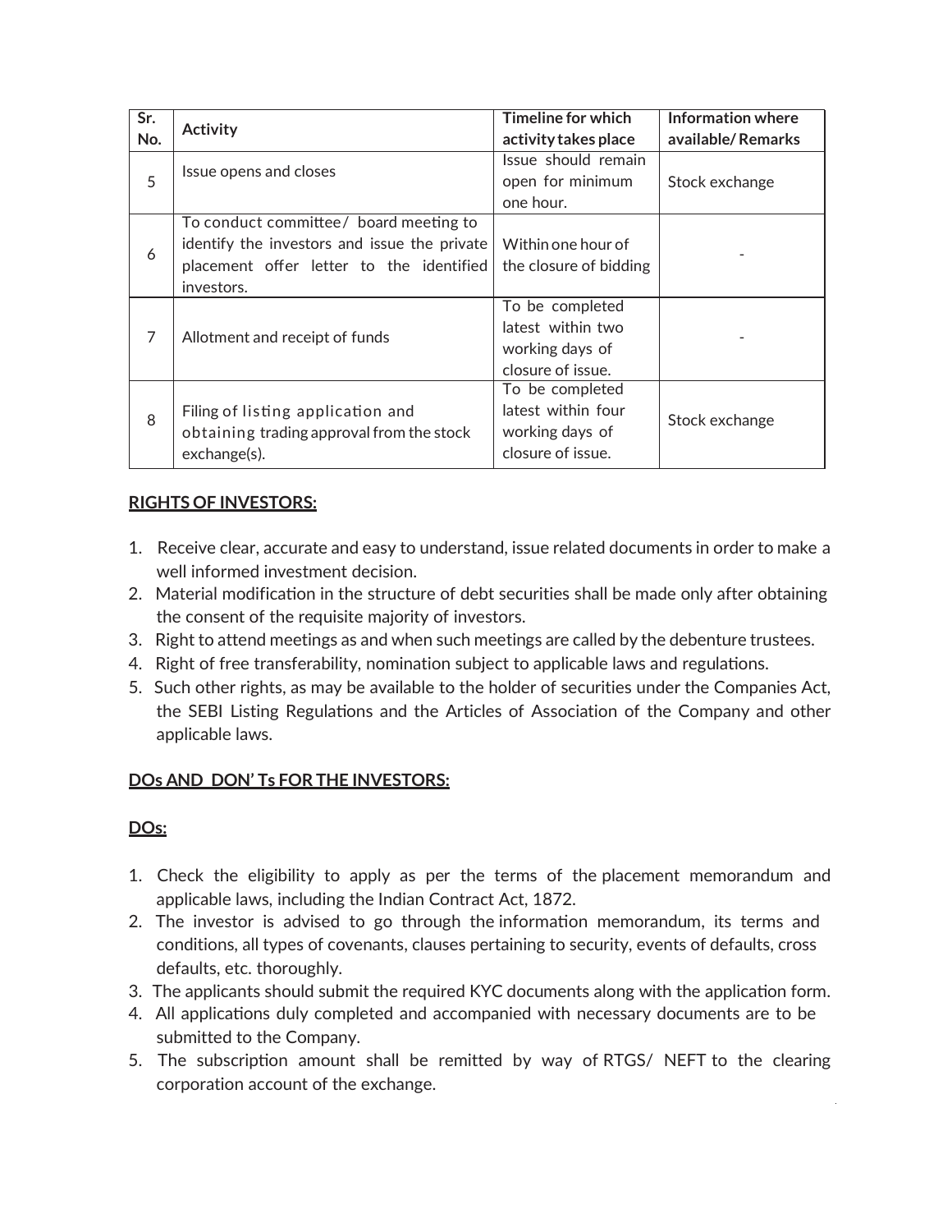| Sr. No. | Activity | Timeline for which activity takes place | Information where available/ Remarks |
|---|---|---|---|
| 5 | Issue opens and closes | Issue should remain open for minimum one hour. | Stock exchange |
| 6 | To conduct committee/ board meeting to identify the investors and issue the private placement offer letter to the identified investors. | Within one hour of the closure of bidding | - |
| 7 | Allotment and receipt of funds | To be completed latest within two working days of closure of issue. | - |
| 8 | Filing of listing application and obtaining trading approval from the stock exchange(s). | To be completed latest within four working days of closure of issue. | Stock exchange |

**RIGHTS OF INVESTORS:**

1. Receive clear, accurate and easy to understand, issue related documents in order to make a well informed investment decision.
2. Material modification in the structure of debt securities shall be made only after obtaining the consent of the requisite majority of investors.
3. Right to attend meetings as and when such meetings are called by the debenture trustees.
4. Right of free transferability, nomination subject to applicable laws and regulations.
5. Such other rights, as may be available to the holder of securities under the Companies Act, the SEBI Listing Regulations and the Articles of Association of the Company and other applicable laws.

**DOs AND DON' Ts FOR THE INVESTORS:**

**DOs:**

1. Check the eligibility to apply as per the terms of the placement memorandum and applicable laws, including the Indian Contract Act, 1872.
2. The investor is advised to go through the information memorandum, its terms and conditions, all types of covenants, clauses pertaining to security, events of defaults, cross defaults, etc. thoroughly.
3. The applicants should submit the required KYC documents along with the application form.
4. All applications duly completed and accompanied with necessary documents are to be submitted to the Company.
5. The subscription amount shall be remitted by way of RTGS/ NEFT to the clearing corporation account of the exchange.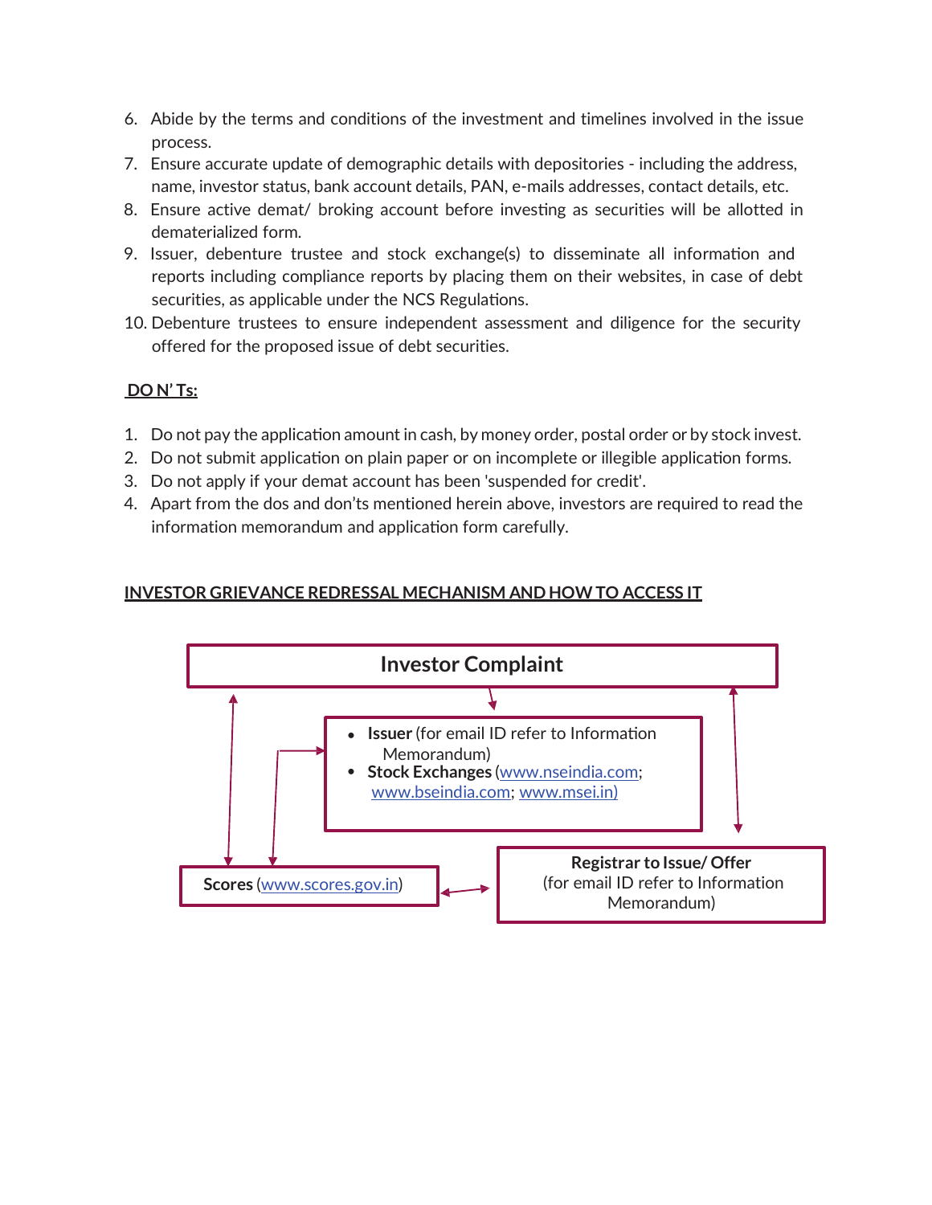6. Abide by the terms and conditions of the investment and timelines involved in the issue process.
7. Ensure accurate update of demographic details with depositories - including the address, name, investor status, bank account details, PAN, e-mails addresses, contact details, etc.
8. Ensure active demat/ broking account before investing as securities will be allotted in dematerialized form.
9. Issuer, debenture trustee and stock exchange(s) to disseminate all information and reports including compliance reports by placing them on their websites, in case of debt securities, as applicable under the NCS Regulations.
10. Debenture trustees to ensure independent assessment and diligence for the security offered for the proposed issue of debt securities.

**DO N' Ts:**

1. Do not pay the application amount in cash, by money order, postal order or by stock invest.
2. Do not submit application on plain paper or on incomplete or illegible application forms.
3. Do not apply if your demat account has been 'suspended for credit'.
4. Apart from the dos and don'ts mentioned herein above, investors are required to read the information memorandum and application form carefully.

**INVESTOR GRIEVANCE REDRESSAL MECHANISM AND HOW TO ACCESS IT**

Investor Complaint

- **Issuer** (for email ID refer to Information Memorandum)
- **Stock Exchanges** (www.nseindia.com; www.bseindia.com; www.msei.in)

**Scores** (www.scores.gov.in)

**Registrar to Issue/ Offer**
(for email ID refer to Information Memorandum)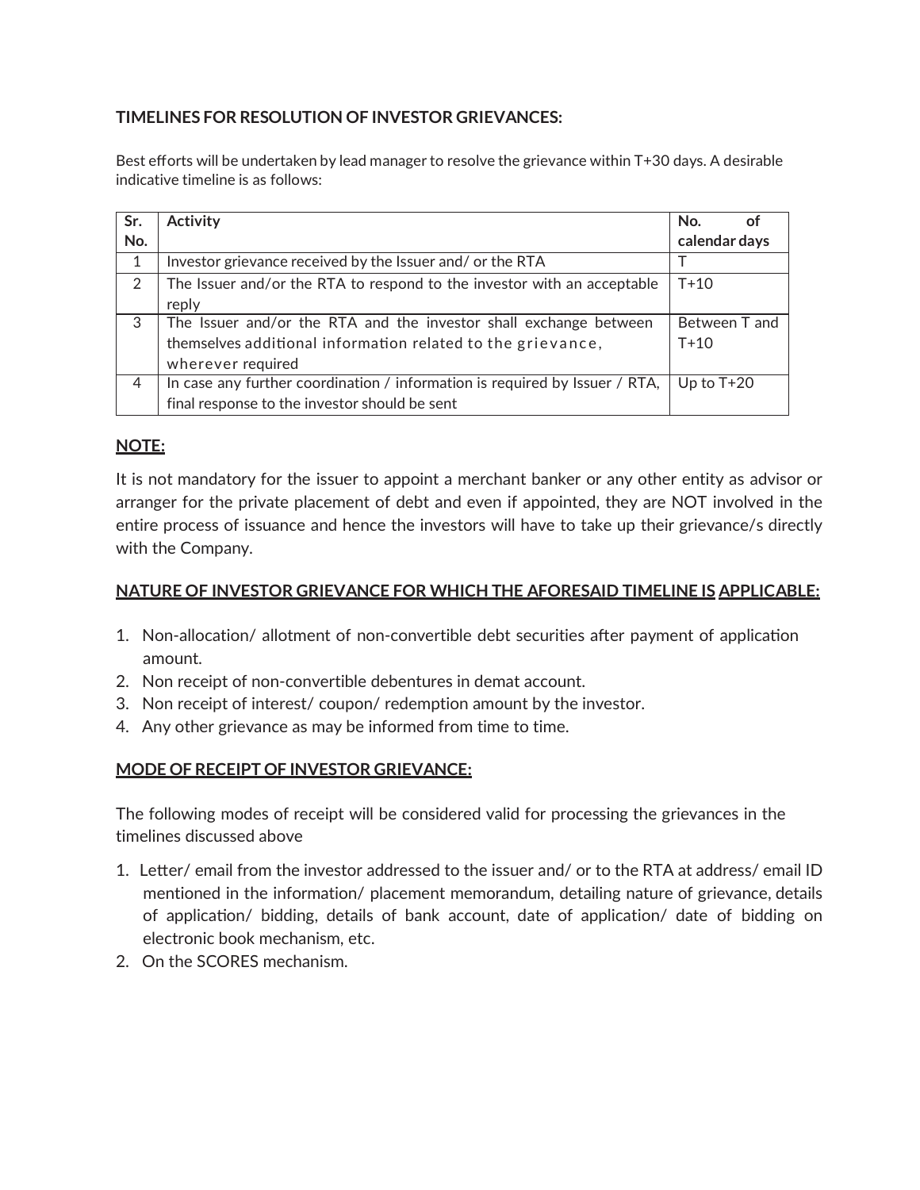**TIMELINES FOR RESOLUTION OF INVESTOR GRIEVANCES:**

Best efforts will be undertaken by lead manager to resolve the grievance within T+30 days. A desirable indicative timeline is as follows:

| Sr. No. | Activity | No. of calendar days |
|---|---|---|
| 1 | Investor grievance received by the Issuer and/ or the RTA | T |
| 2 | The Issuer and/or the RTA to respond to the investor with an acceptable reply | T+10 |
| 3 | The Issuer and/or the RTA and the investor shall exchange between themselves additional information related to the grievance, wherever required | Between T and T+10 |
| 4 | In case any further coordination / information is required by Issuer / RTA, final response to the investor should be sent | Up to T+20 |

**NOTE:**

It is not mandatory for the issuer to appoint a merchant banker or any other entity as advisor or arranger for the private placement of debt and even if appointed, they are NOT involved in the entire process of issuance and hence the investors will have to take up their grievance/s directly with the Company.

**NATURE OF INVESTOR GRIEVANCE FOR WHICH THE AFORESAID TIMELINE IS APPLICABLE:**

1. Non-allocation/ allotment of non-convertible debt securities after payment of application amount.
2. Non receipt of non-convertible debentures in demat account.
3. Non receipt of interest/ coupon/ redemption amount by the investor.
4. Any other grievance as may be informed from time to time.

**MODE OF RECEIPT OF INVESTOR GRIEVANCE:**

The following modes of receipt will be considered valid for processing the grievances in the timelines discussed above

1. Letter/ email from the investor addressed to the issuer and/ or to the RTA at address/ email ID mentioned in the information/ placement memorandum, detailing nature of grievance, details of application/ bidding, details of bank account, date of application/ date of bidding on electronic book mechanism, etc.
2. On the SCORES mechanism.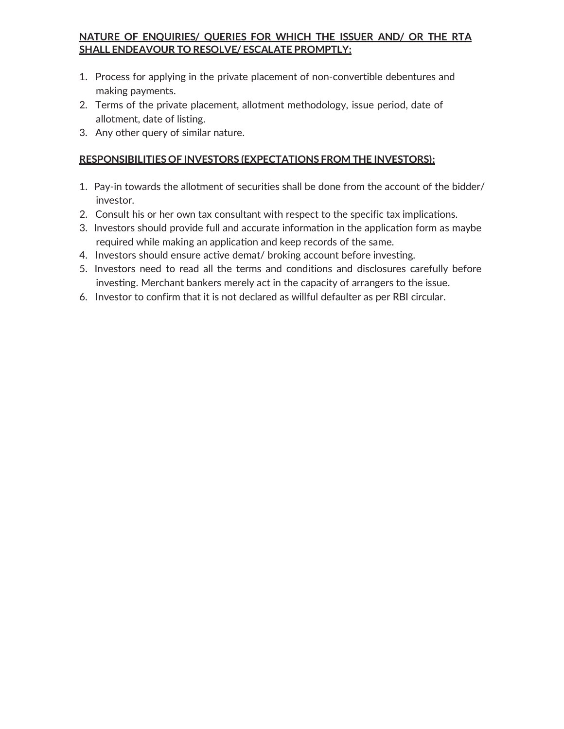**NATURE OF ENQUIRIES/ QUERIES FOR WHICH THE ISSUER AND/ OR THE RTA SHALL ENDEAVOUR TO RESOLVE/ ESCALATE PROMPTLY:**

1. Process for applying in the private placement of non-convertible debentures and making payments.
2. Terms of the private placement, allotment methodology, issue period, date of allotment, date of listing.
3. Any other query of similar nature.

**RESPONSIBILITIES OF INVESTORS (EXPECTATIONS FROM THE INVESTORS):**

1. Pay-in towards the allotment of securities shall be done from the account of the bidder/ investor.
2. Consult his or her own tax consultant with respect to the specific tax implications.
3. Investors should provide full and accurate information in the application form as maybe required while making an application and keep records of the same.
4. Investors should ensure active demat/ broking account before investing.
5. Investors need to read all the terms and conditions and disclosures carefully before investing. Merchant bankers merely act in the capacity of arrangers to the issue.
6. Investor to confirm that it is not declared as willful defaulter as per RBI circular.